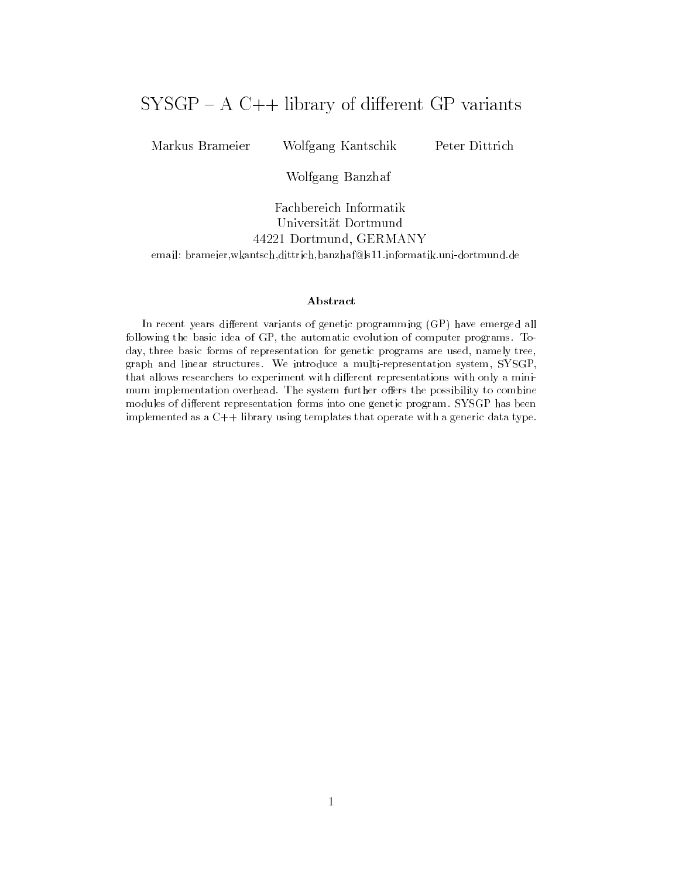# SYSGP – A C++ library of different GP variants

Markus Brameier  Wolfgang Kantschik  Peter Dittrich

Wolfgang Banzhaf

Fachbereich Informatik
Universität Dortmund
44221 Dortmund, GERMANY
email: brameier,wkantsch,dittrich,banzhaf@ls11.informatik.uni-dortmund.de

### Abstract

In recent years different variants of genetic programming (GP) have emerged all following the basic idea of GP, the automatic evolution of computer programs. Today, three basic forms of representation for genetic programs are used, namely tree, graph and linear structures. We introduce a multi-representation system, SYSGP, that allows researchers to experiment with different representations with only a minimum implementation overhead. The system further offers the possibility to combine modules of different representation forms into one genetic program. SYSGP has been implemented as a C++ library using templates that operate with a generic data type.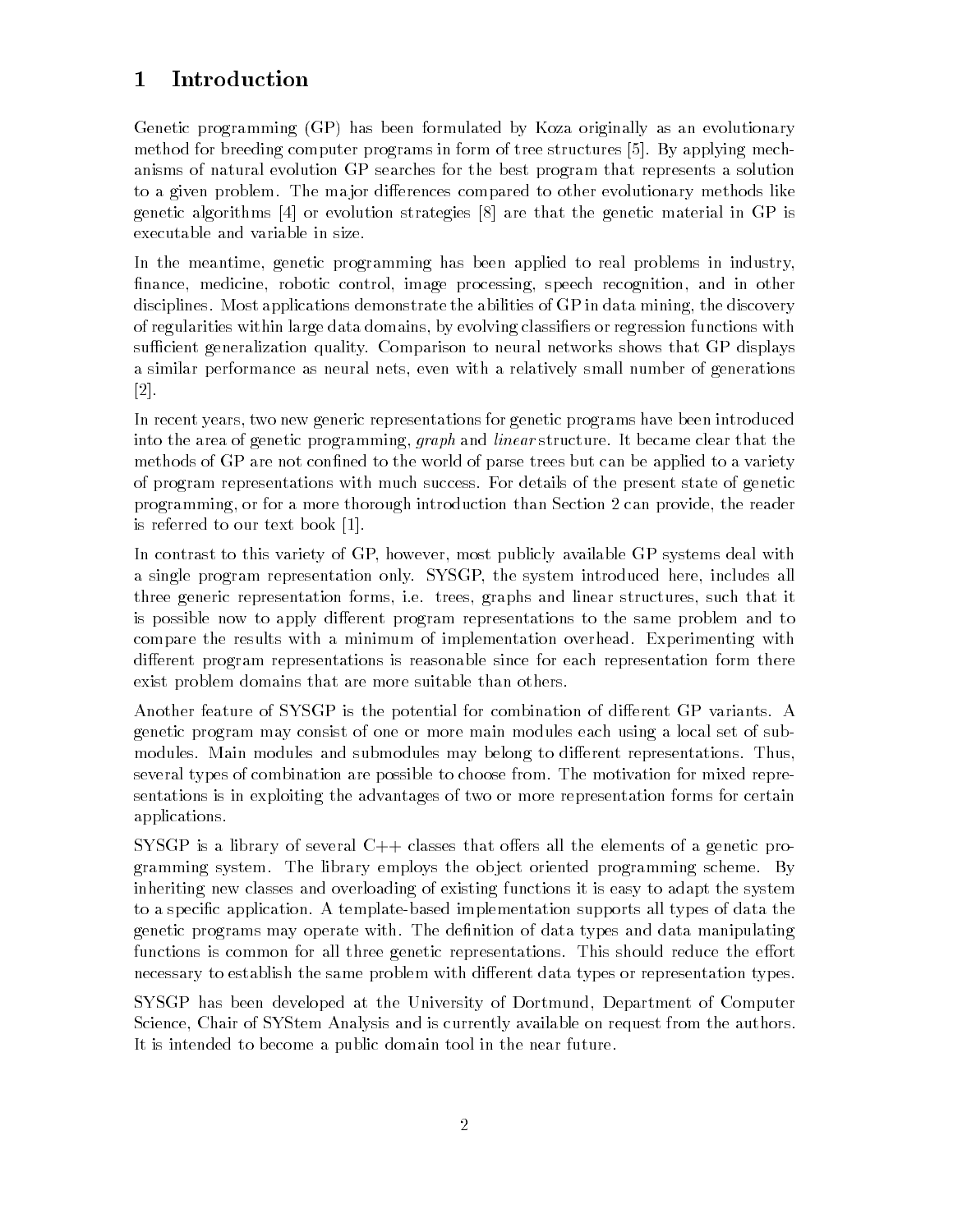# 1 Introduction

Genetic programming (GP) has been formulated by Koza originally as an evolutionary method for breeding computer programs in form of tree structures [5]. By applying mechanisms of natural evolution GP searches for the best program that represents a solution to a given problem. The major differences compared to other evolutionary methods like genetic algorithms [4] or evolution strategies [8] are that the genetic material in GP is executable and variable in size.

In the meantime, genetic programming has been applied to real problems in industry, finance, medicine, robotic control, image processing, speech recognition, and in other disciplines. Most applications demonstrate the abilities of GP in data mining, the discovery of regularities within large data domains, by evolving classifiers or regression functions with sufficient generalization quality. Comparison to neural networks shows that GP displays a similar performance as neural nets, even with a relatively small number of generations [2].

In recent years, two new generic representations for genetic programs have been introduced into the area of genetic programming, *graph* and *linear* structure. It became clear that the methods of GP are not confined to the world of parse trees but can be applied to a variety of program representations with much success. For details of the present state of genetic programming, or for a more thorough introduction than Section 2 can provide, the reader is referred to our text book [1].

In contrast to this variety of GP, however, most publicly available GP systems deal with a single program representation only. SYSGP, the system introduced here, includes all three generic representation forms, i.e. trees, graphs and linear structures, such that it is possible now to apply different program representations to the same problem and to compare the results with a minimum of implementation overhead. Experimenting with different program representations is reasonable since for each representation form there exist problem domains that are more suitable than others.

Another feature of SYSGP is the potential for combination of different GP variants. A genetic program may consist of one or more main modules each using a local set of submodules. Main modules and submodules may belong to different representations. Thus, several types of combination are possible to choose from. The motivation for mixed representations is in exploiting the advantages of two or more representation forms for certain applications.

SYSGP is a library of several C++ classes that offers all the elements of a genetic programming system. The library employs the object oriented programming scheme. By inheriting new classes and overloading of existing functions it is easy to adapt the system to a specific application. A template-based implementation supports all types of data the genetic programs may operate with. The definition of data types and data manipulating functions is common for all three genetic representations. This should reduce the effort necessary to establish the same problem with different data types or representation types.

SYSGP has been developed at the University of Dortmund, Department of Computer Science, Chair of SYStem Analysis and is currently available on request from the authors. It is intended to become a public domain tool in the near future.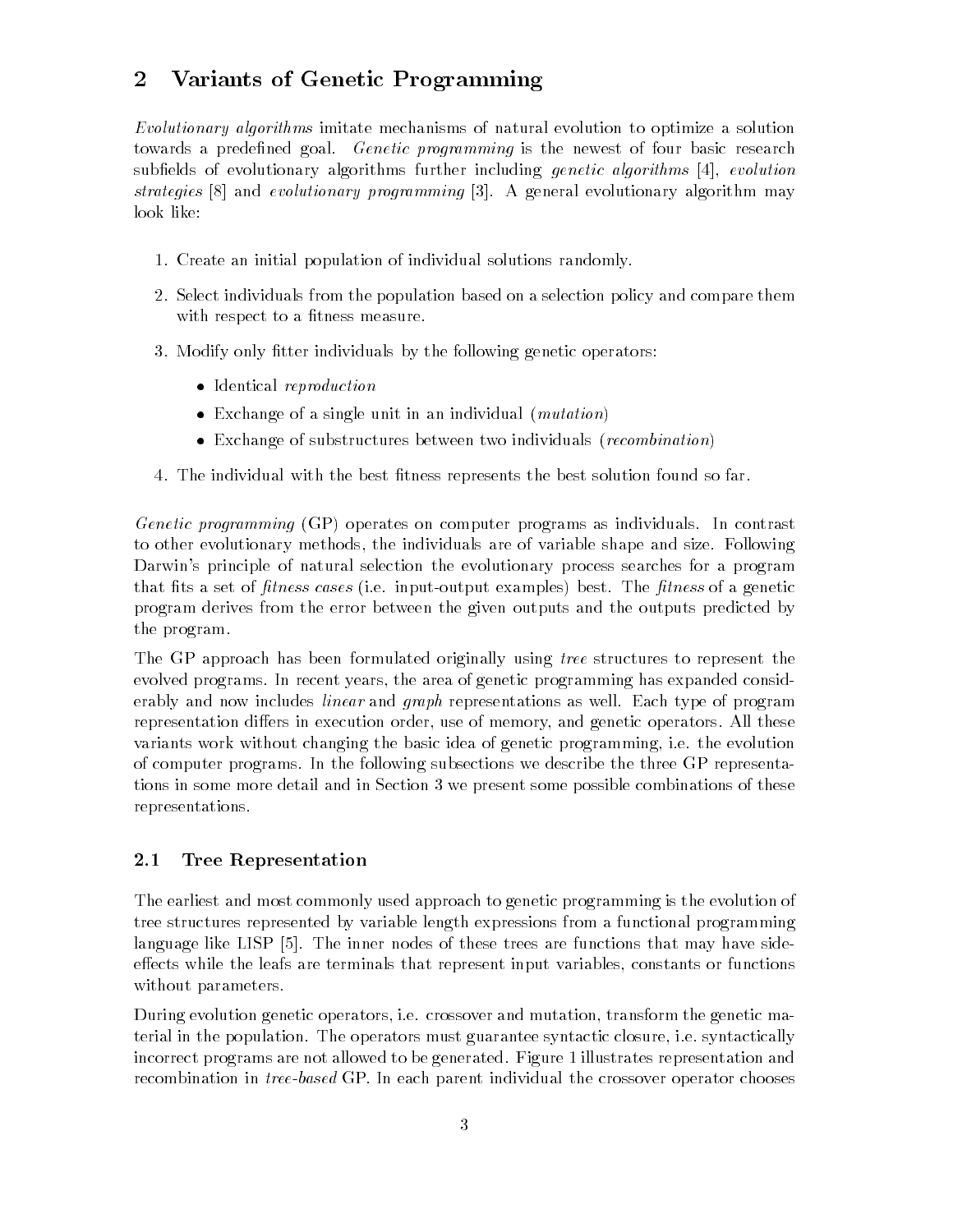## 2 Variants of Genetic Programming

*Evolutionary algorithms* imitate mechanisms of natural evolution to optimize a solution towards a predefined goal. *Genetic programming* is the newest of four basic research subfields of evolutionary algorithms further including *genetic algorithms* [4], *evolution strategies* [8] and *evolutionary programming* [3]. A general evolutionary algorithm may look like:

1. Create an initial population of individual solutions randomly.
2. Select individuals from the population based on a selection policy and compare them with respect to a fitness measure.
3. Modify only fitter individuals by the following genetic operators:
   - Identical *reproduction*
   - Exchange of a single unit in an individual (*mutation*)
   - Exchange of substructures between two individuals (*recombination*)
4. The individual with the best fitness represents the best solution found so far.

*Genetic programming* (GP) operates on computer programs as individuals. In contrast to other evolutionary methods, the individuals are of variable shape and size. Following Darwin's principle of natural selection the evolutionary process searches for a program that fits a set of *fitness cases* (i.e. input-output examples) best. The *fitness* of a genetic program derives from the error between the given outputs and the outputs predicted by the program.

The GP approach has been formulated originally using *tree* structures to represent the evolved programs. In recent years, the area of genetic programming has expanded considerably and now includes *linear* and *graph* representations as well. Each type of program representation differs in execution order, use of memory, and genetic operators. All these variants work without changing the basic idea of genetic programming, i.e. the evolution of computer programs. In the following subsections we describe the three GP representations in some more detail and in Section 3 we present some possible combinations of these representations.

### 2.1 Tree Representation

The earliest and most commonly used approach to genetic programming is the evolution of tree structures represented by variable length expressions from a functional programming language like LISP [5]. The inner nodes of these trees are functions that may have side-effects while the leafs are terminals that represent input variables, constants or functions without parameters.

During evolution genetic operators, i.e. crossover and mutation, transform the genetic material in the population. The operators must guarantee syntactic closure, i.e. syntactically incorrect programs are not allowed to be generated. Figure 1 illustrates representation and recombination in *tree-based* GP. In each parent individual the crossover operator chooses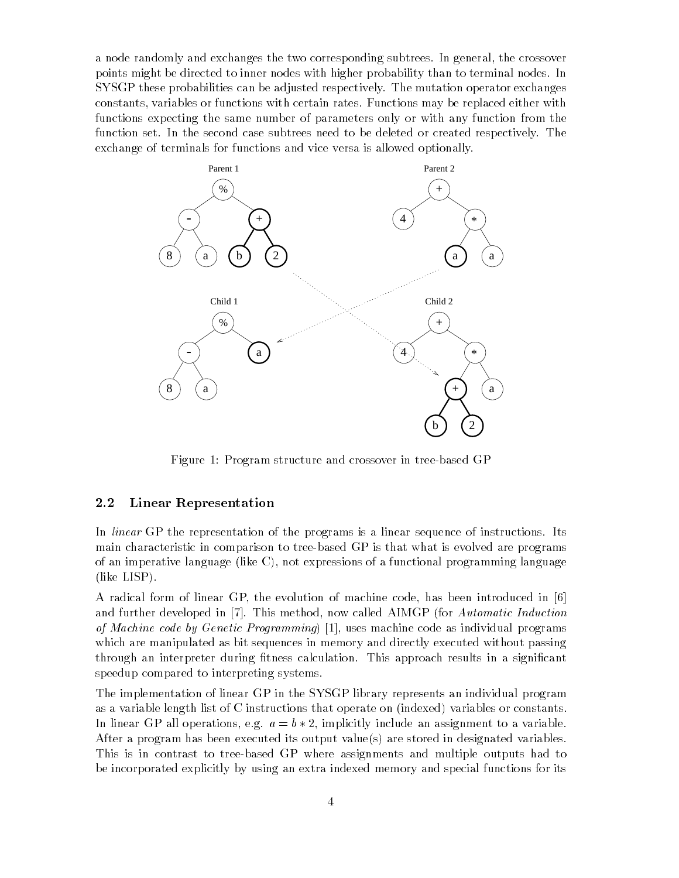a node randomly and exchanges the two corresponding subtrees. In general, the crossover points might be directed to inner nodes with higher probability than to terminal nodes. In SYSGP these probabilities can be adjusted respectively. The mutation operator exchanges constants, variables or functions with certain rates. Functions may be replaced either with functions expecting the same number of parameters only or with any function from the function set. In the second case subtrees need to be deleted or created respectively. The exchange of terminals for functions and vice versa is allowed optionally.

Figure 1: Program structure and crossover in tree-based GP

## 2.2 Linear Representation

In *linear* GP the representation of the programs is a linear sequence of instructions. Its main characteristic in comparison to tree-based GP is that what is evolved are programs of an imperative language (like C), not expressions of a functional programming language (like LISP).

A radical form of linear GP, the evolution of machine code, has been introduced in [6] and further developed in [7]. This method, now called AIMGP (for *Automatic Induction of Machine code by Genetic Programming*) [1], uses machine code as individual programs which are manipulated as bit sequences in memory and directly executed without passing through an interpreter during fitness calculation. This approach results in a significant speedup compared to interpreting systems.

The implementation of linear GP in the SYSGP library represents an individual program as a variable length list of C instructions that operate on (indexed) variables or constants. In linear GP all operations, e.g. $a = b * 2$, implicitly include an assignment to a variable. After a program has been executed its output value(s) are stored in designated variables. This is in contrast to tree-based GP where assignments and multiple outputs had to be incorporated explicitly by using an extra indexed memory and special functions for its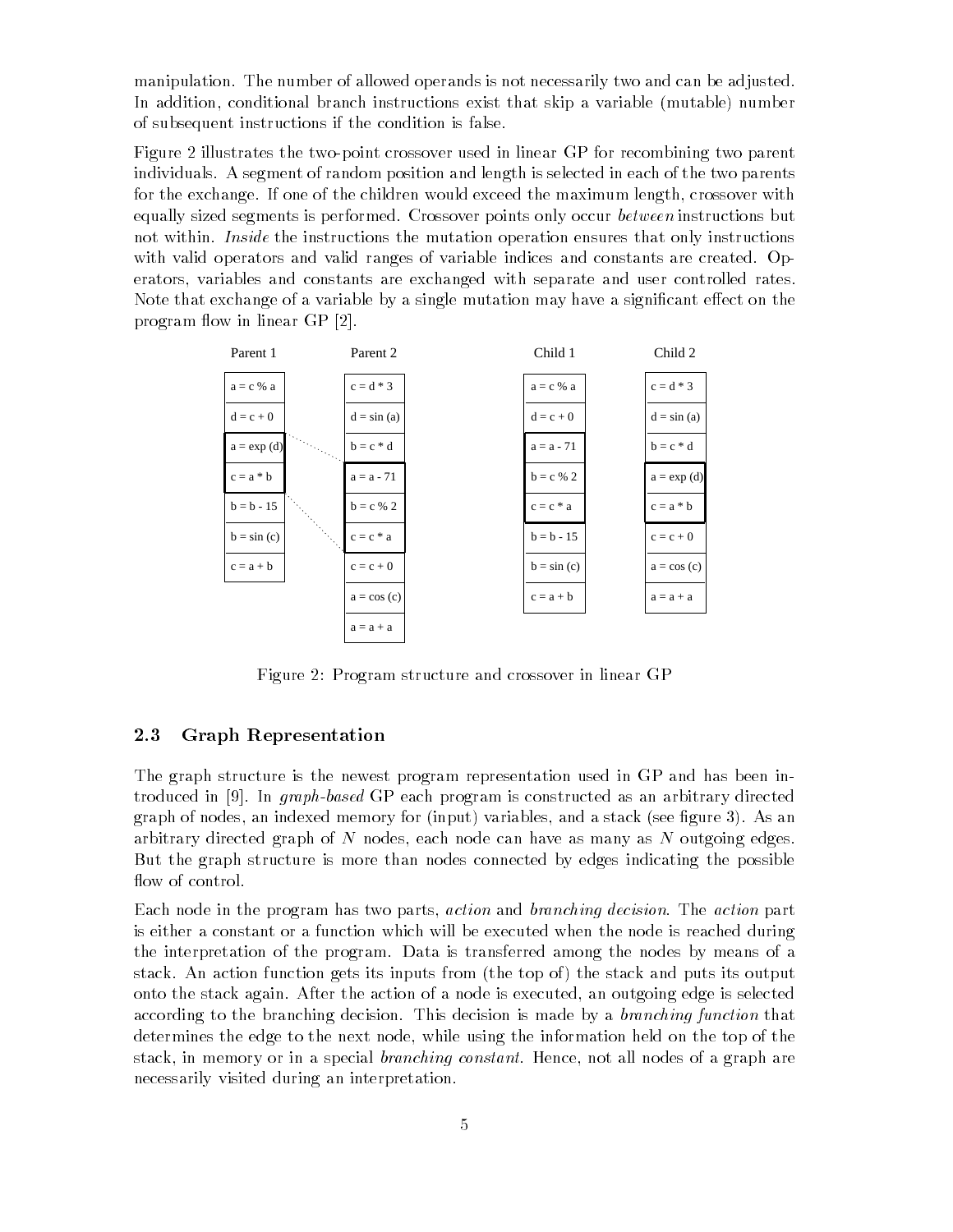manipulation. The number of allowed operands is not necessarily two and can be adjusted. In addition, conditional branch instructions exist that skip a variable (mutable) number of subsequent instructions if the condition is false.

Figure 2 illustrates the two-point crossover used in linear GP for recombining two parent individuals. A segment of random position and length is selected in each of the two parents for the exchange. If one of the children would exceed the maximum length, crossover with equally sized segments is performed. Crossover points only occur *between* instructions but not within. *Inside* the instructions the mutation operation ensures that only instructions with valid operators and valid ranges of variable indices and constants are created. Operators, variables and constants are exchanged with separate and user controlled rates. Note that exchange of a variable by a single mutation may have a significant effect on the program flow in linear GP [2].

| Parent 1 | Parent 2 | Child 1 | Child 2 |
|---|---|---|---|
| a = c % a | c = d * 3 | a = c % a | c = d * 3 |
| d = c + 0 | d = sin (a) | d = c + 0 | d = sin (a) |
| a = exp (d) | b = c * d | a = a - 71 | b = c * d |
| c = a * b | a = a - 71 | b = c % 2 | a = exp (d) |
| b = b - 15 | b = c % 2 | c = c * a | c = a * b |
| b = sin (c) | c = c * a | b = b - 15 | c = c + 0 |
| c = a + b | c = c + 0 | b = sin (c) | a = cos (c) |
| | a = cos (c) | c = a + b | a = a + a |
| | a = a + a | | |

Figure 2: Program structure and crossover in linear GP

### 2.3 Graph Representation

The graph structure is the newest program representation used in GP and has been introduced in [9]. In *graph-based* GP each program is constructed as an arbitrary directed graph of nodes, an indexed memory for (input) variables, and a stack (see figure 3). As an arbitrary directed graph of $N$ nodes, each node can have as many as $N$ outgoing edges. But the graph structure is more than nodes connected by edges indicating the possible flow of control.

Each node in the program has two parts, *action* and *branching decision*. The *action* part is either a constant or a function which will be executed when the node is reached during the interpretation of the program. Data is transferred among the nodes by means of a stack. An action function gets its inputs from (the top of) the stack and puts its output onto the stack again. After the action of a node is executed, an outgoing edge is selected according to the branching decision. This decision is made by a *branching function* that determines the edge to the next node, while using the information held on the top of the stack, in memory or in a special *branching constant*. Hence, not all nodes of a graph are necessarily visited during an interpretation.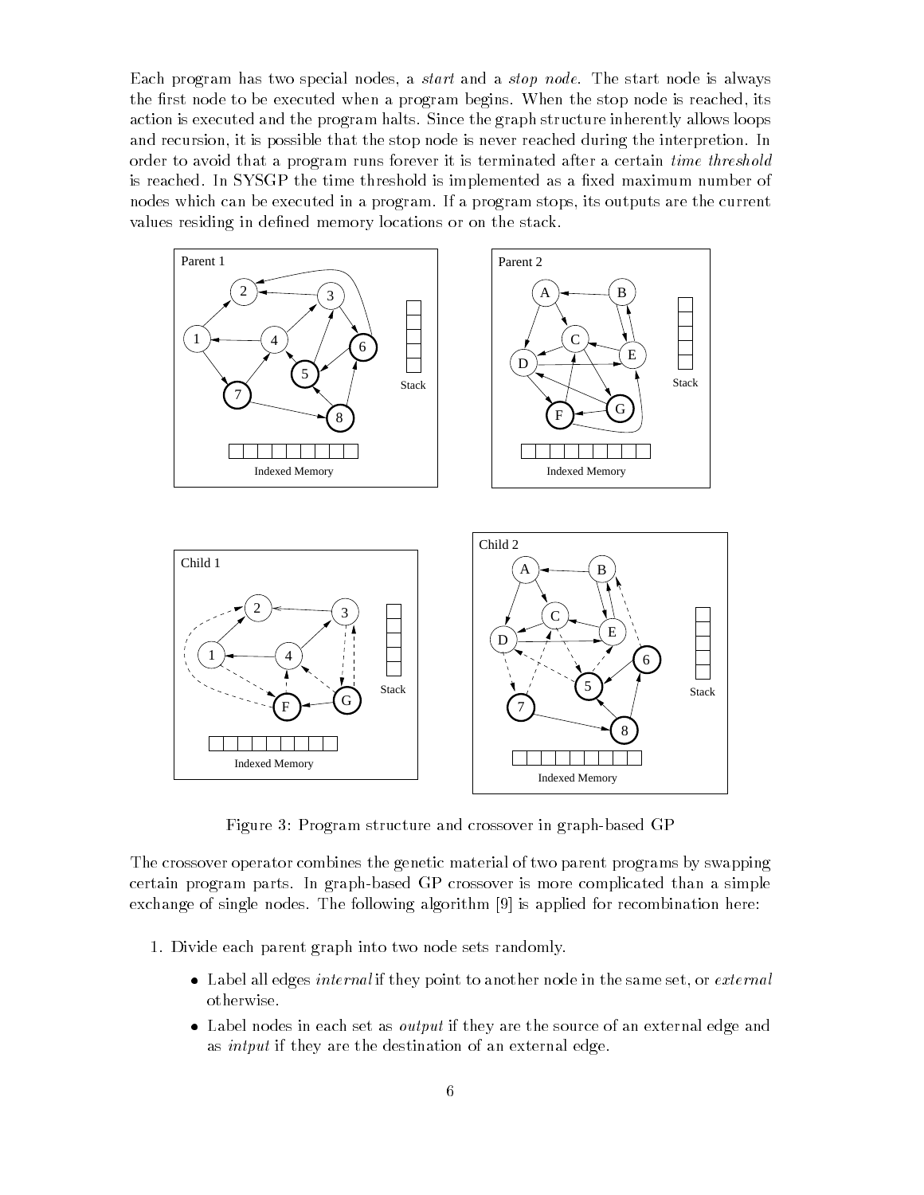Each program has two special nodes, a *start* and a *stop node*. The start node is always the first node to be executed when a program begins. When the stop node is reached, its action is executed and the program halts. Since the graph structure inherently allows loops and recursion, it is possible that the stop node is never reached during the interpretion. In order to avoid that a program runs forever it is terminated after a certain *time threshold* is reached. In SYSGP the time threshold is implemented as a fixed maximum number of nodes which can be executed in a program. If a program stops, its outputs are the current values residing in defined memory locations or on the stack.

Figure 3: Program structure and crossover in graph-based GP

The crossover operator combines the genetic material of two parent programs by swapping certain program parts. In graph-based GP crossover is more complicated than a simple exchange of single nodes. The following algorithm [9] is applied for recombination here:

1. Divide each parent graph into two node sets randomly.
   - Label all edges *internal* if they point to another node in the same set, or *external* otherwise.
   - Label nodes in each set as *output* if they are the source of an external edge and as *intput* if they are the destination of an external edge.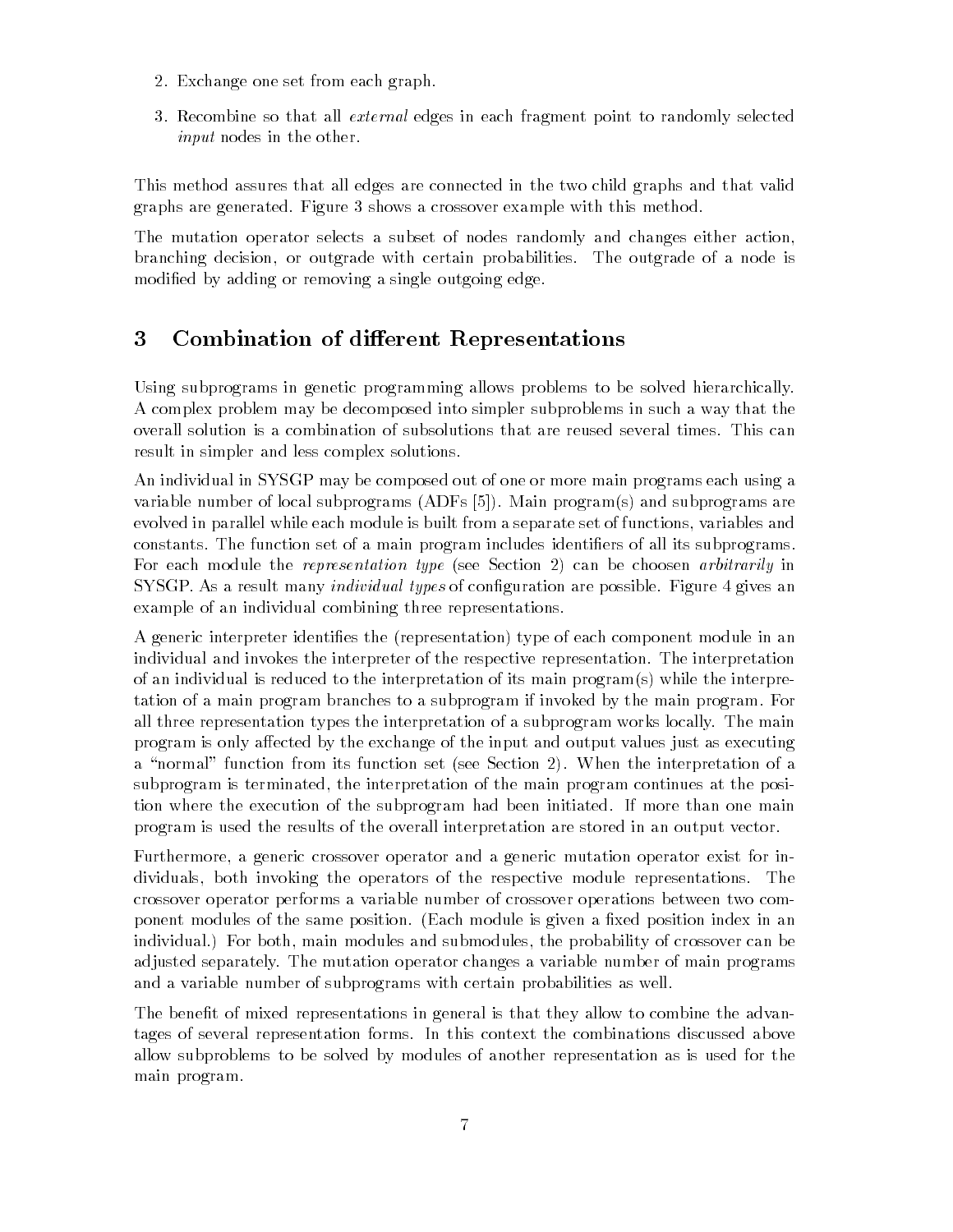2. Exchange one set from each graph.

3. Recombine so that all *external* edges in each fragment point to randomly selected *input* nodes in the other.

This method assures that all edges are connected in the two child graphs and that valid graphs are generated. Figure 3 shows a crossover example with this method.

The mutation operator selects a subset of nodes randomly and changes either action, branching decision, or outgrade with certain probabilities. The outgrade of a node is modified by adding or removing a single outgoing edge.

## 3 Combination of different Representations

Using subprograms in genetic programming allows problems to be solved hierarchically. A complex problem may be decomposed into simpler subproblems in such a way that the overall solution is a combination of subsolutions that are reused several times. This can result in simpler and less complex solutions.

An individual in SYSGP may be composed out of one or more main programs each using a variable number of local subprograms (ADFs [5]). Main program(s) and subprograms are evolved in parallel while each module is built from a separate set of functions, variables and constants. The function set of a main program includes identifiers of all its subprograms. For each module the *representation type* (see Section 2) can be choosen *arbitrarily* in SYSGP. As a result many *individual types* of configuration are possible. Figure 4 gives an example of an individual combining three representations.

A generic interpreter identifies the (representation) type of each component module in an individual and invokes the interpreter of the respective representation. The interpretation of an individual is reduced to the interpretation of its main program(s) while the interpretation of a main program branches to a subprogram if invoked by the main program. For all three representation types the interpretation of a subprogram works locally. The main program is only affected by the exchange of the input and output values just as executing a "normal" function from its function set (see Section 2). When the interpretation of a subprogram is terminated, the interpretation of the main program continues at the position where the execution of the subprogram had been initiated. If more than one main program is used the results of the overall interpretation are stored in an output vector.

Furthermore, a generic crossover operator and a generic mutation operator exist for individuals, both invoking the operators of the respective module representations. The crossover operator performs a variable number of crossover operations between two component modules of the same position. (Each module is given a fixed position index in an individual.) For both, main modules and submodules, the probability of crossover can be adjusted separately. The mutation operator changes a variable number of main programs and a variable number of subprograms with certain probabilities as well.

The benefit of mixed representations in general is that they allow to combine the advantages of several representation forms. In this context the combinations discussed above allow subproblems to be solved by modules of another representation as is used for the main program.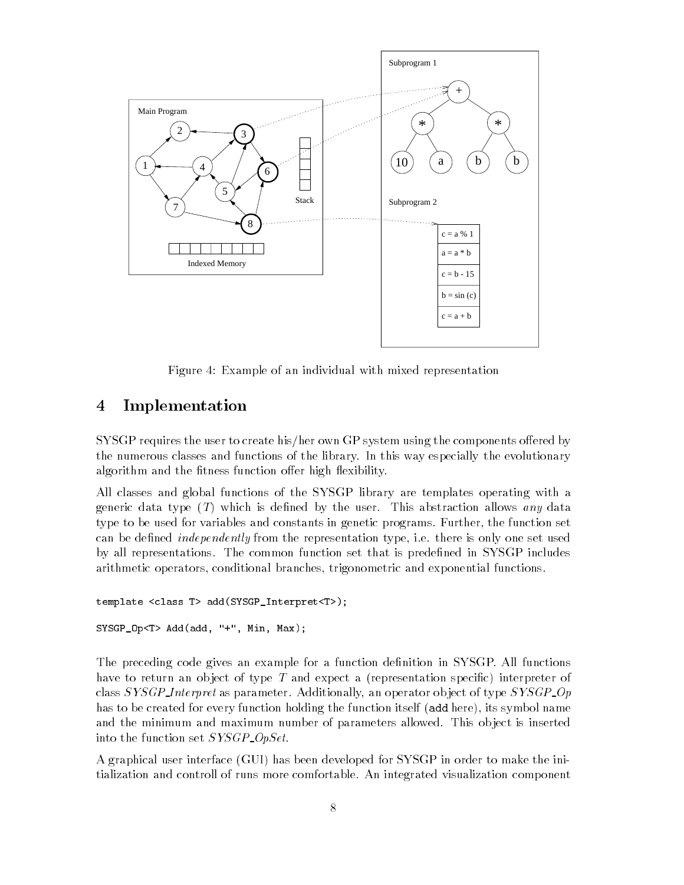Figure 4: Example of an individual with mixed representation

# 4 Implementation

SYSGP requires the user to create his/her own GP system using the components offered by the numerous classes and functions of the library. In this way especially the evolutionary algorithm and the fitness function offer high flexibility.

All classes and global functions of the SYSGP library are templates operating with a generic data type ($T$) which is defined by the user. This abstraction allows *any* data type to be used for variables and constants in genetic programs. Further, the function set can be defined *independently* from the representation type, i.e. there is only one set used by all representations. The common function set that is predefined in SYSGP includes arithmetic operators, conditional branches, trigonometric and exponential functions.

```
template <class T> add(SYSGP_Interpret<T>);

SYSGP_Op<T> Add(add, "+", Min, Max);
```

The preceding code gives an example for a function definition in SYSGP. All functions have to return an object of type $T$ and expect a (representation specific) interpreter of class *SYSGP_Interpret* as parameter. Additionally, an operator object of type *SYSGP_Op* has to be created for every function holding the function itself (`add` here), its symbol name and the minimum and maximum number of parameters allowed. This object is inserted into the function set *SYSGP_OpSet*.

A graphical user interface (GUI) has been developed for SYSGP in order to make the initialization and controll of runs more comfortable. An integrated visualization component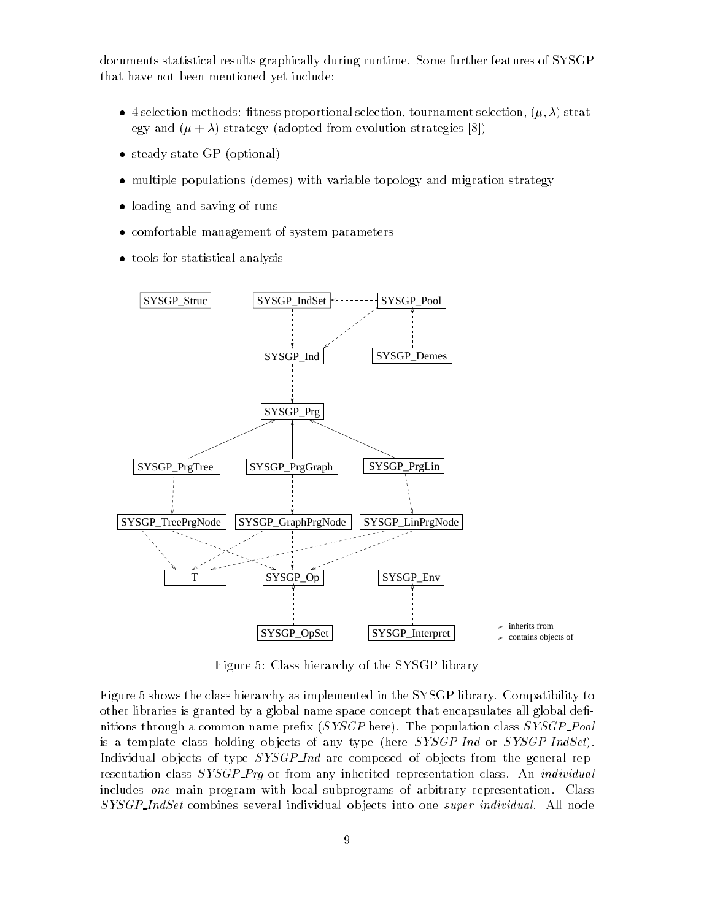documents statistical results graphically during runtime. Some further features of SYSGP that have not been mentioned yet include:

- 4 selection methods: fitness proportional selection, tournament selection, $(\mu, \lambda)$ strategy and $(\mu + \lambda)$ strategy (adopted from evolution strategies [8])
- steady state GP (optional)
- multiple populations (demes) with variable topology and migration strategy
- loading and saving of runs
- comfortable management of system parameters
- tools for statistical analysis

Figure 5: Class hierarchy of the SYSGP library

Figure 5 shows the class hierarchy as implemented in the SYSGP library. Compatibility to other libraries is granted by a global name space concept that encapsulates all global definitions through a common name prefix (*SYSGP* here). The population class *SYSGP_Pool* is a template class holding objects of any type (here *SYSGP_Ind* or *SYSGP_IndSet*). Individual objects of type *SYSGP_Ind* are composed of objects from the general representation class *SYSGP_Prg* or from any inherited representation class. An *individual* includes *one* main program with local subprograms of arbitrary representation. Class *SYSGP_IndSet* combines several individual objects into one *super individual*. All node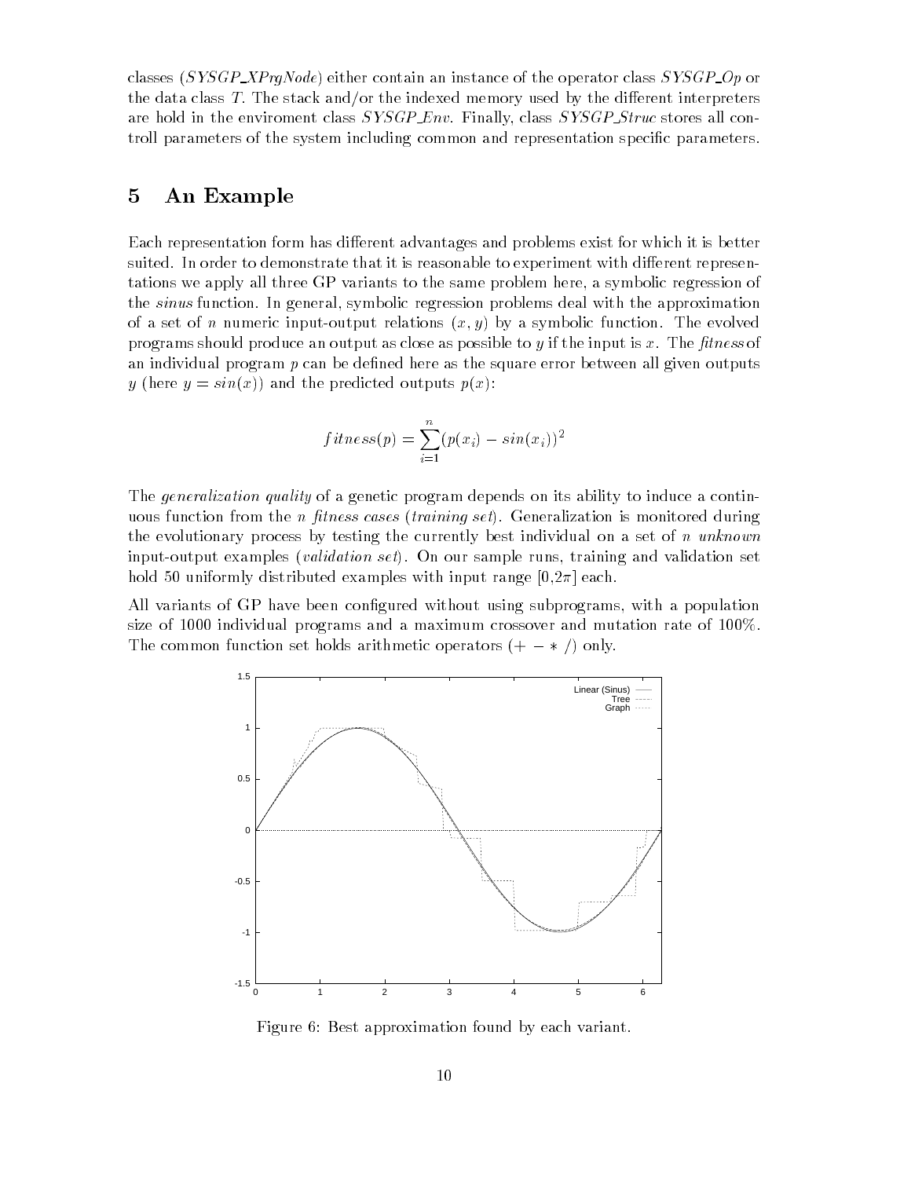classes (*SYSGP_XPrgNode*) either contain an instance of the operator class *SYSGP_Op* or the data class *T*. The stack and/or the indexed memory used by the different interpreters are hold in the enviroment class *SYSGP_Env*. Finally, class *SYSGP_Struc* stores all controll parameters of the system including common and representation specific parameters.

## 5 An Example

Each representation form has different advantages and problems exist for which it is better suited. In order to demonstrate that it is reasonable to experiment with different representations we apply all three GP variants to the same problem here, a symbolic regression of the *sinus* function. In general, symbolic regression problems deal with the approximation of a set of $n$ numeric input-output relations $(x, y)$ by a symbolic function. The evolved programs should produce an output as close as possible to $y$ if the input is $x$. The *fitness* of an individual program $p$ can be defined here as the square error between all given outputs $y$ (here $y = sin(x)$) and the predicted outputs $p(x)$:

$$fitness(p) = \sum_{i=1}^{n} (p(x_i) - sin(x_i))^2$$

The *generalization quality* of a genetic program depends on its ability to induce a continuous function from the $n$ *fitness cases* (*training set*). Generalization is monitored during the evolutionary process by testing the currently best individual on a set of $n$ *unknown* input-output examples (*validation set*). On our sample runs, training and validation set hold 50 uniformly distributed examples with input range $[0,2\pi]$ each.

All variants of GP have been configured without using subprograms, with a population size of 1000 individual programs and a maximum crossover and mutation rate of 100%. The common function set holds arithmetic operators $(+\ -\ *\ /)$ only.

Figure 6: Best approximation found by each variant.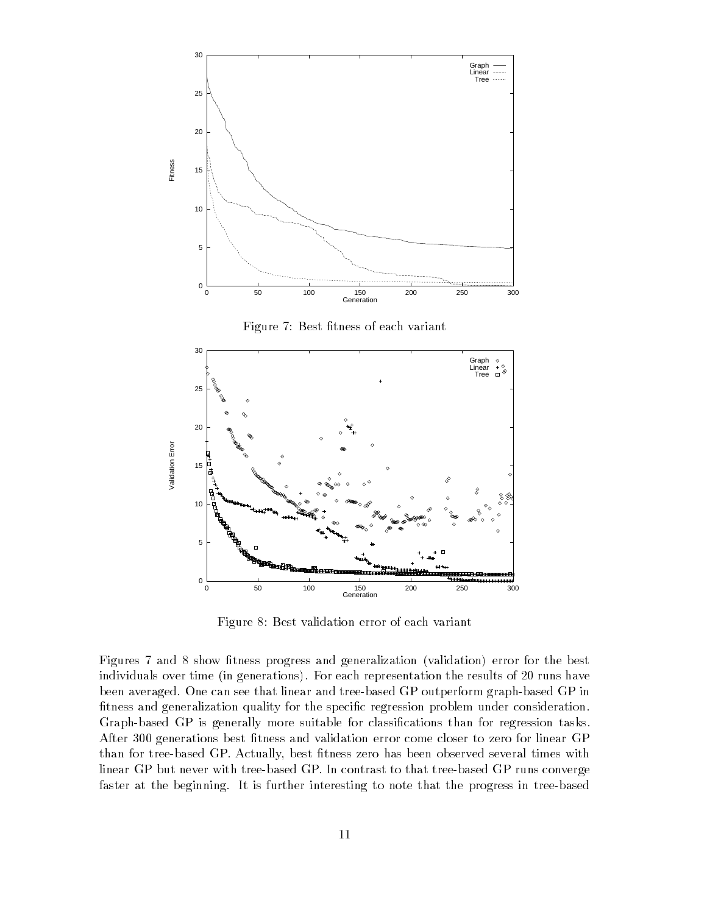Figure 7: Best fitness of each variant

Figure 8: Best validation error of each variant

Figures 7 and 8 show fitness progress and generalization (validation) error for the best individuals over time (in generations). For each representation the results of 20 runs have been averaged. One can see that linear and tree-based GP outperform graph-based GP in fitness and generalization quality for the specific regression problem under consideration. Graph-based GP is generally more suitable for classifications than for regression tasks. After 300 generations best fitness and validation error come closer to zero for linear GP than for tree-based GP. Actually, best fitness zero has been observed several times with linear GP but never with tree-based GP. In contrast to that tree-based GP runs converge faster at the beginning. It is further interesting to note that the progress in tree-based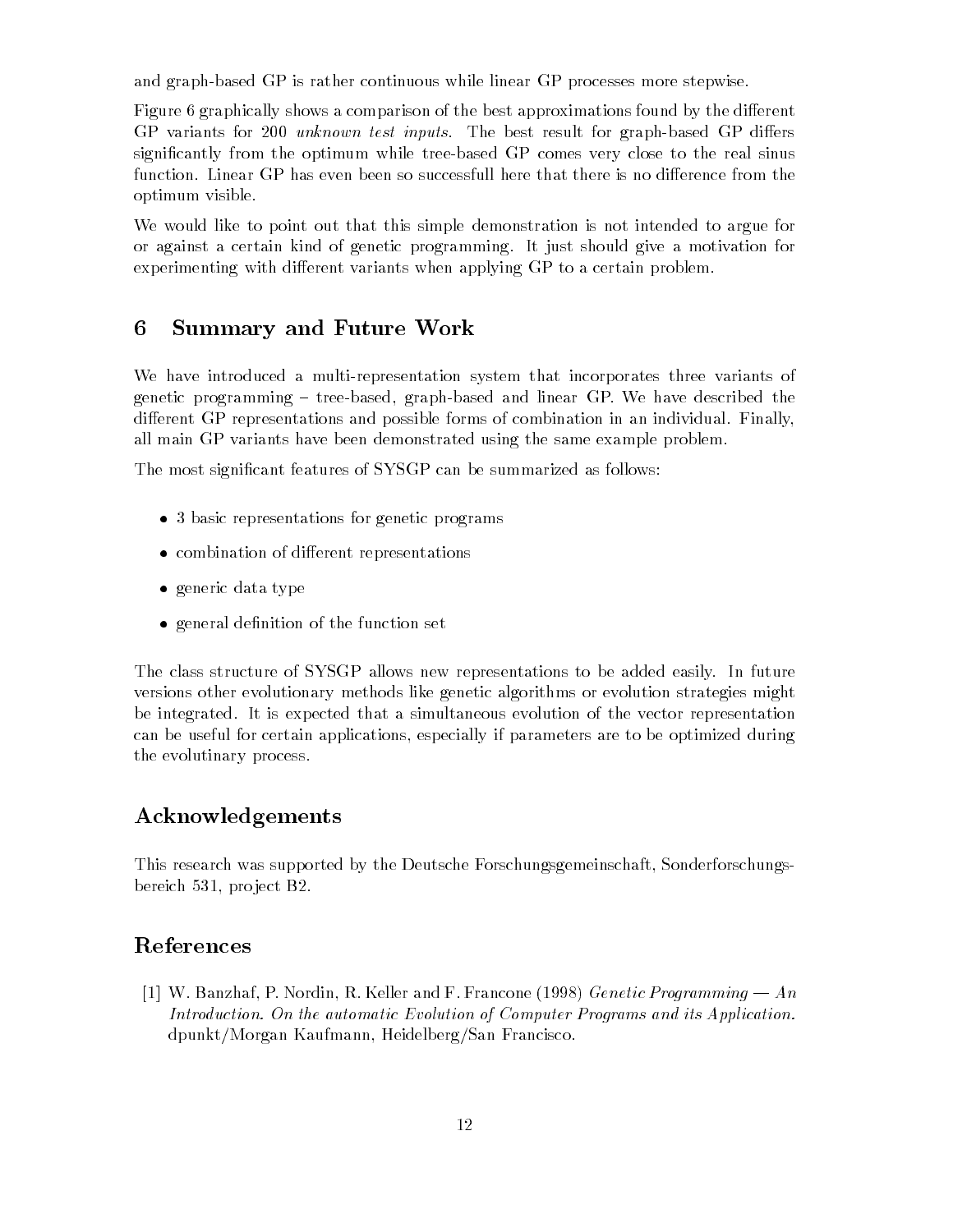and graph-based GP is rather continuous while linear GP processes more stepwise.

Figure 6 graphically shows a comparison of the best approximations found by the different GP variants for 200 *unknown test inputs*. The best result for graph-based GP differs significantly from the optimum while tree-based GP comes very close to the real sinus function. Linear GP has even been so successfull here that there is no difference from the optimum visible.

We would like to point out that this simple demonstration is not intended to argue for or against a certain kind of genetic programming. It just should give a motivation for experimenting with different variants when applying GP to a certain problem.

## 6 Summary and Future Work

We have introduced a multi-representation system that incorporates three variants of genetic programming – tree-based, graph-based and linear GP. We have described the different GP representations and possible forms of combination in an individual. Finally, all main GP variants have been demonstrated using the same example problem.

The most significant features of SYSGP can be summarized as follows:

- 3 basic representations for genetic programs
- combination of different representations
- generic data type
- general definition of the function set

The class structure of SYSGP allows new representations to be added easily. In future versions other evolutionary methods like genetic algorithms or evolution strategies might be integrated. It is expected that a simultaneous evolution of the vector representation can be useful for certain applications, especially if parameters are to be optimized during the evolutinary process.

## Acknowledgements

This research was supported by the Deutsche Forschungsgemeinschaft, Sonderforschungsbereich 531, project B2.

## References

[1] W. Banzhaf, P. Nordin, R. Keller and F. Francone (1998) *Genetic Programming — An Introduction. On the automatic Evolution of Computer Programs and its Application.* dpunkt/Morgan Kaufmann, Heidelberg/San Francisco.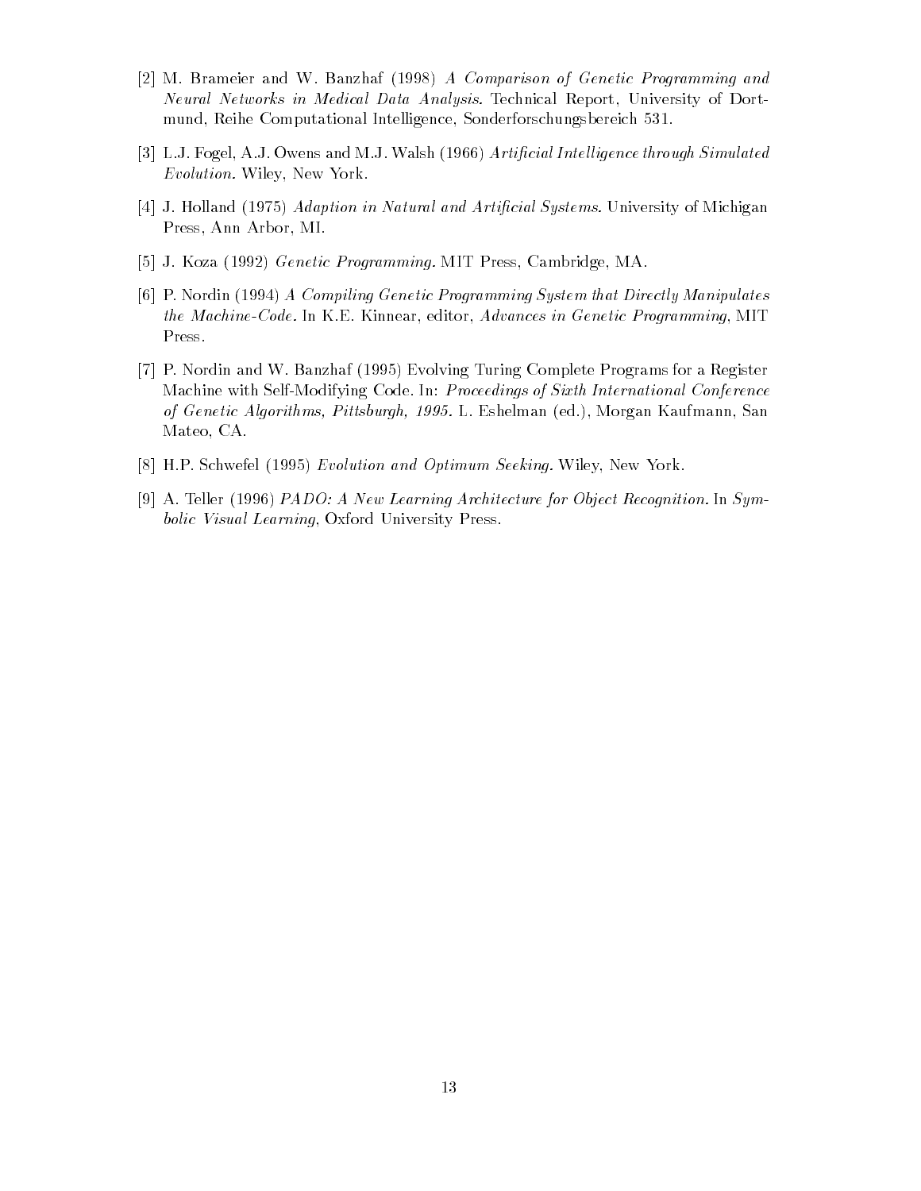[2] M. Brameier and W. Banzhaf (1998) *A Comparison of Genetic Programming and Neural Networks in Medical Data Analysis.* Technical Report, University of Dortmund, Reihe Computational Intelligence, Sonderforschungsbereich 531.

[3] L.J. Fogel, A.J. Owens and M.J. Walsh (1966) *Artificial Intelligence through Simulated Evolution.* Wiley, New York.

[4] J. Holland (1975) *Adaption in Natural and Artificial Systems.* University of Michigan Press, Ann Arbor, MI.

[5] J. Koza (1992) *Genetic Programming.* MIT Press, Cambridge, MA.

[6] P. Nordin (1994) *A Compiling Genetic Programming System that Directly Manipulates the Machine-Code.* In K.E. Kinnear, editor, *Advances in Genetic Programming*, MIT Press.

[7] P. Nordin and W. Banzhaf (1995) Evolving Turing Complete Programs for a Register Machine with Self-Modifying Code. In: *Proceedings of Sixth International Conference of Genetic Algorithms, Pittsburgh, 1995.* L. Eshelman (ed.), Morgan Kaufmann, San Mateo, CA.

[8] H.P. Schwefel (1995) *Evolution and Optimum Seeking.* Wiley, New York.

[9] A. Teller (1996) *PADO: A New Learning Architecture for Object Recognition.* In *Symbolic Visual Learning*, Oxford University Press.